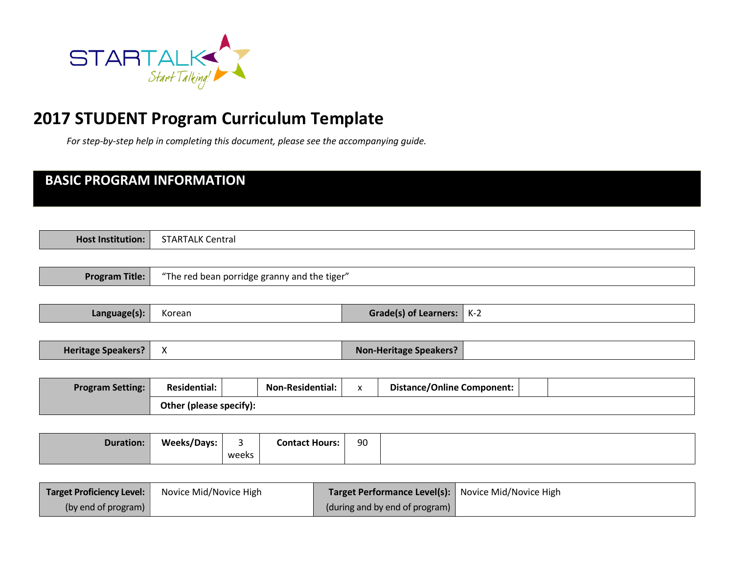# 2017 STUDENT Program Curriculum Template

*For step-by-step help in completing this document, please see the accompanying guide.*

## BASIC PROGRAM INFORMATION

| **Host Institution:** | STARTALK Central |
|---|---|

| **Program Title:** | "The red bean porridge granny and the tiger" |
|---|---|

| **Language(s):** | Korean | **Grade(s) of Learners:** | K-2 |
|---|---|---|---|

| **Heritage Speakers?** | X | **Non-Heritage Speakers?** | |
|---|---|---|---|

| **Program Setting:** | **Residential:** | | **Non-Residential:** | x | **Distance/Online Component:** | | |
|---|---|---|---|---|---|---|---|
| | **Other (please specify):** | | | | | | |

| **Duration:** | **Weeks/Days:** | 3 weeks | **Contact Hours:** | 90 | |
|---|---|---|---|---|---|

| **Target Proficiency Level:** (by end of program) | Novice Mid/Novice High | **Target Performance Level(s):** (during and by end of program) | Novice Mid/Novice High |
|---|---|---|---|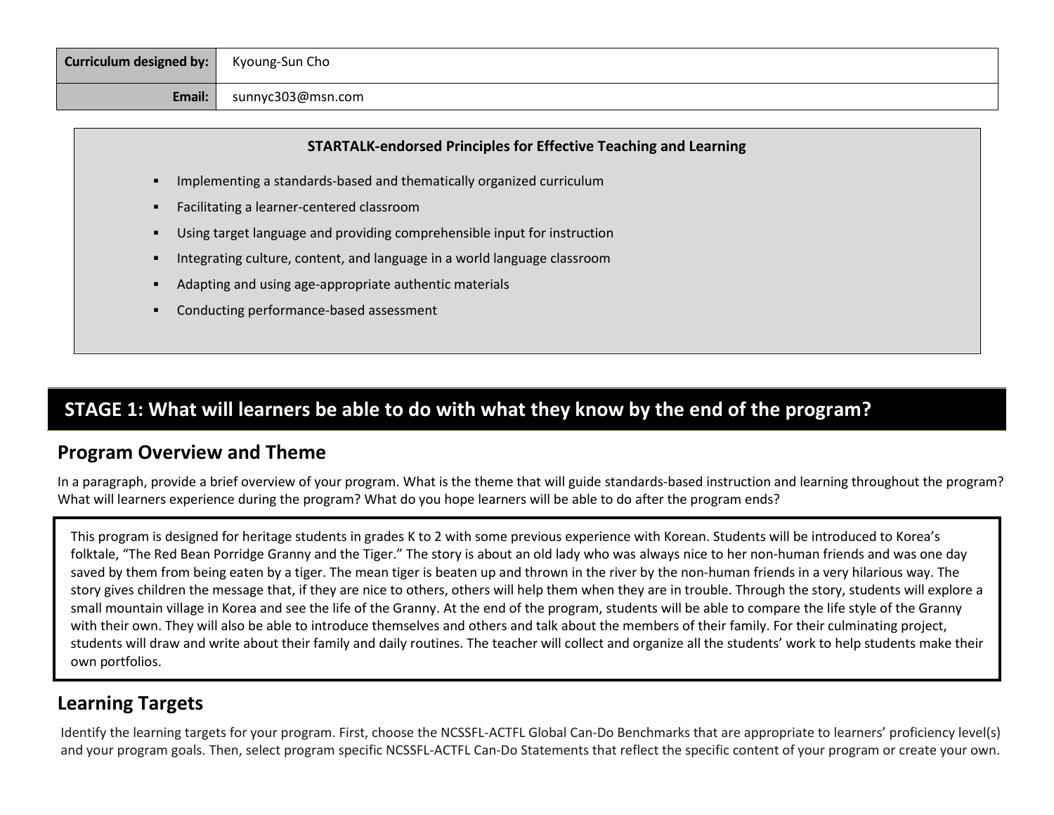| Curriculum designed by: | Kyoung-Sun Cho |
|---|---|
| Email: | sunnyc303@msn.com |

**STARTALK-endorsed Principles for Effective Teaching and Learning**

- Implementing a standards-based and thematically organized curriculum
- Facilitating a learner-centered classroom
- Using target language and providing comprehensible input for instruction
- Integrating culture, content, and language in a world language classroom
- Adapting and using age-appropriate authentic materials
- Conducting performance-based assessment

# STAGE 1: What will learners be able to do with what they know by the end of the program?

## Program Overview and Theme

In a paragraph, provide a brief overview of your program. What is the theme that will guide standards-based instruction and learning throughout the program? What will learners experience during the program? What do you hope learners will be able to do after the program ends?

This program is designed for heritage students in grades K to 2 with some previous experience with Korean. Students will be introduced to Korea's folktale, "The Red Bean Porridge Granny and the Tiger." The story is about an old lady who was always nice to her non-human friends and was one day saved by them from being eaten by a tiger. The mean tiger is beaten up and thrown in the river by the non-human friends in a very hilarious way. The story gives children the message that, if they are nice to others, others will help them when they are in trouble. Through the story, students will explore a small mountain village in Korea and see the life of the Granny. At the end of the program, students will be able to compare the life style of the Granny with their own. They will also be able to introduce themselves and others and talk about the members of their family. For their culminating project, students will draw and write about their family and daily routines. The teacher will collect and organize all the students' work to help students make their own portfolios.

## Learning Targets

Identify the learning targets for your program. First, choose the NCSSFL-ACTFL Global Can-Do Benchmarks that are appropriate to learners' proficiency level(s) and your program goals. Then, select program specific NCSSFL-ACTFL Can-Do Statements that reflect the specific content of your program or create your own.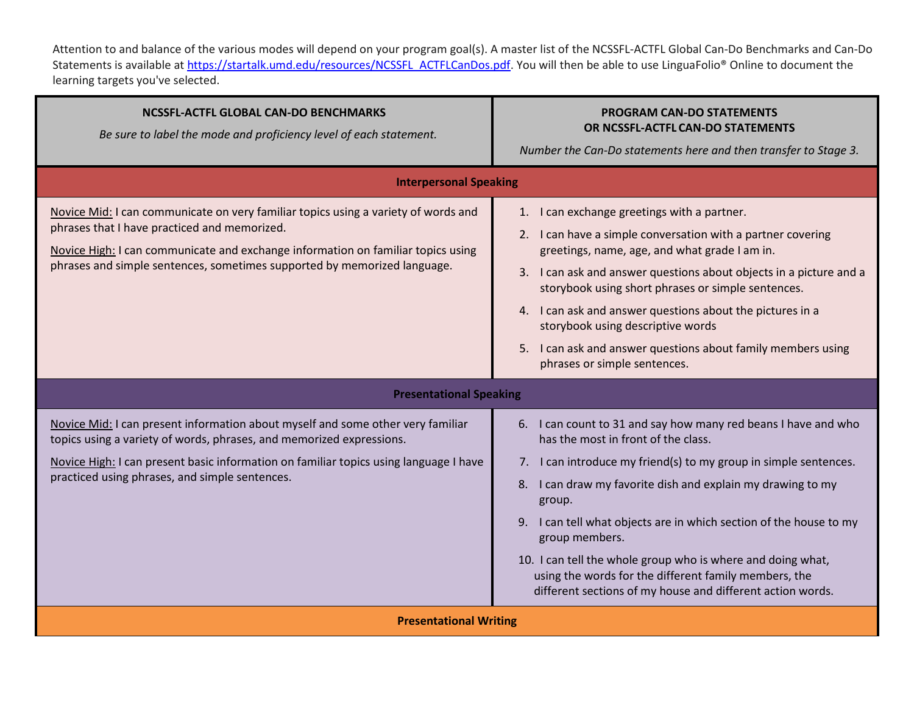Attention to and balance of the various modes will depend on your program goal(s). A master list of the NCSSFL-ACTFL Global Can-Do Benchmarks and Can-Do Statements is available at https://startalk.umd.edu/resources/NCSSFL_ACTFLCanDos.pdf. You will then be able to use LinguaFolio® Online to document the learning targets you've selected.

| **NCSSFL-ACTFL GLOBAL CAN-DO BENCHMARKS**<br>*Be sure to label the mode and proficiency level of each statement.* | **PROGRAM CAN-DO STATEMENTS OR NCSSFL-ACTFL CAN-DO STATEMENTS**<br>*Number the Can-Do statements here and then transfer to Stage 3.* |
|---|---|
| **Interpersonal Speaking** | |
| Novice Mid: I can communicate on very familiar topics using a variety of words and phrases that I have practiced and memorized.<br>Novice High: I can communicate and exchange information on familiar topics using phrases and simple sentences, sometimes supported by memorized language. | 1. I can exchange greetings with a partner.<br>2. I can have a simple conversation with a partner covering greetings, name, age, and what grade I am in.<br>3. I can ask and answer questions about objects in a picture and a storybook using short phrases or simple sentences.<br>4. I can ask and answer questions about the pictures in a storybook using descriptive words<br>5. I can ask and answer questions about family members using phrases or simple sentences. |
| **Presentational Speaking** | |
| Novice Mid: I can present information about myself and some other very familiar topics using a variety of words, phrases, and memorized expressions.<br>Novice High: I can present basic information on familiar topics using language I have practiced using phrases, and simple sentences. | 6. I can count to 31 and say how many red beans I have and who has the most in front of the class.<br>7. I can introduce my friend(s) to my group in simple sentences.<br>8. I can draw my favorite dish and explain my drawing to my group.<br>9. I can tell what objects are in which section of the house to my group members.<br>10. I can tell the whole group who is where and doing what, using the words for the different family members, the different sections of my house and different action words. |
| **Presentational Writing** | |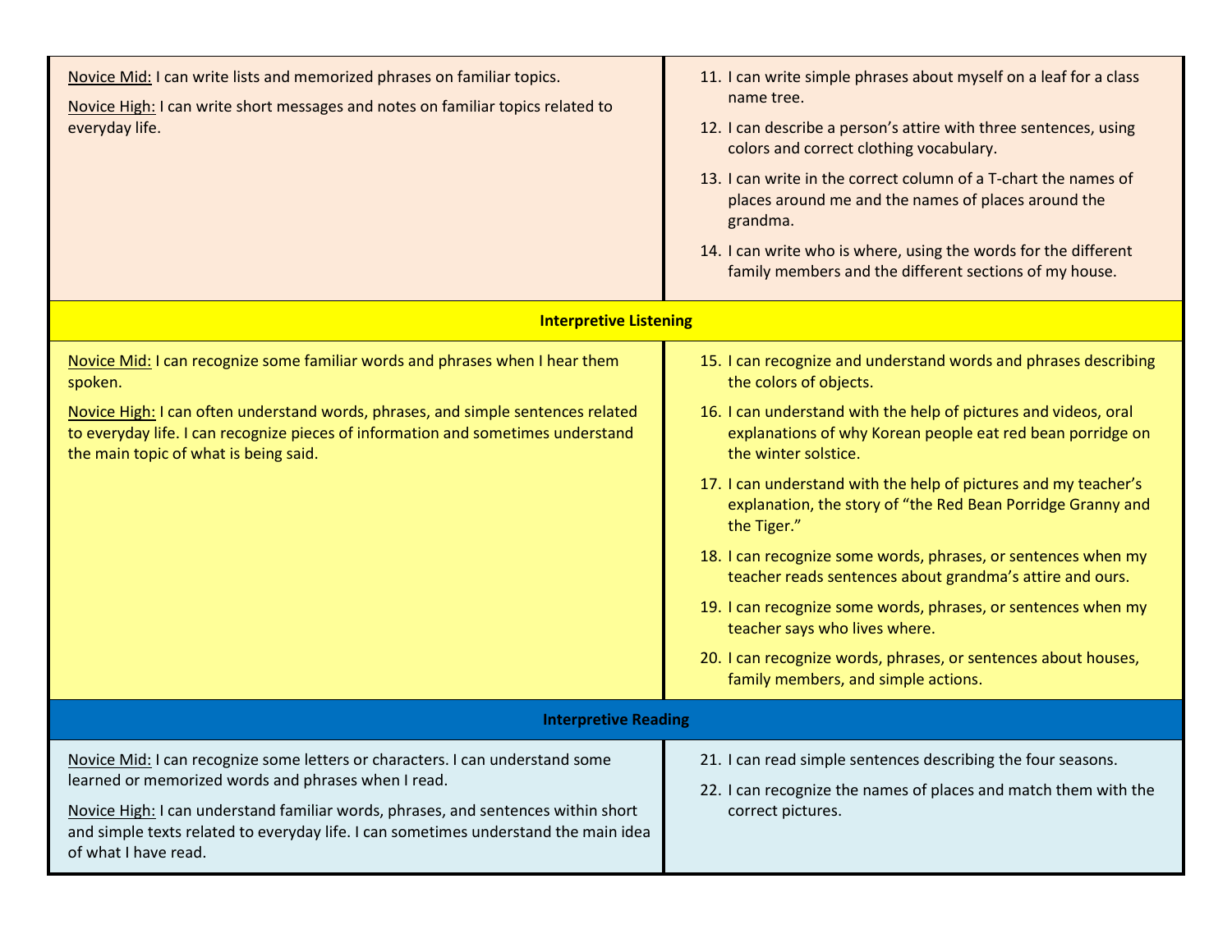| | |
|---|---|
| <u>Novice Mid:</u> I can write lists and memorized phrases on familiar topics.<br><br><u>Novice High:</u> I can write short messages and notes on familiar topics related to everyday life. | 11. I can write simple phrases about myself on a leaf for a class name tree.<br>12. I can describe a person's attire with three sentences, using colors and correct clothing vocabulary.<br>13. I can write in the correct column of a T-chart the names of places around me and the names of places around the grandma.<br>14. I can write who is where, using the words for the different family members and the different sections of my house. |
| **Interpretive Listening** | |
| <u>Novice Mid:</u> I can recognize some familiar words and phrases when I hear them spoken.<br><br><u>Novice High:</u> I can often understand words, phrases, and simple sentences related to everyday life. I can recognize pieces of information and sometimes understand the main topic of what is being said. | 15. I can recognize and understand words and phrases describing the colors of objects.<br>16. I can understand with the help of pictures and videos, oral explanations of why Korean people eat red bean porridge on the winter solstice.<br>17. I can understand with the help of pictures and my teacher's explanation, the story of "the Red Bean Porridge Granny and the Tiger."<br>18. I can recognize some words, phrases, or sentences when my teacher reads sentences about grandma's attire and ours.<br>19. I can recognize some words, phrases, or sentences when my teacher says who lives where.<br>20. I can recognize words, phrases, or sentences about houses, family members, and simple actions. |
| **Interpretive Reading** | |
| <u>Novice Mid:</u> I can recognize some letters or characters. I can understand some learned or memorized words and phrases when I read.<br><br><u>Novice High:</u> I can understand familiar words, phrases, and sentences within short and simple texts related to everyday life. I can sometimes understand the main idea of what I have read. | 21. I can read simple sentences describing the four seasons.<br>22. I can recognize the names of places and match them with the correct pictures. |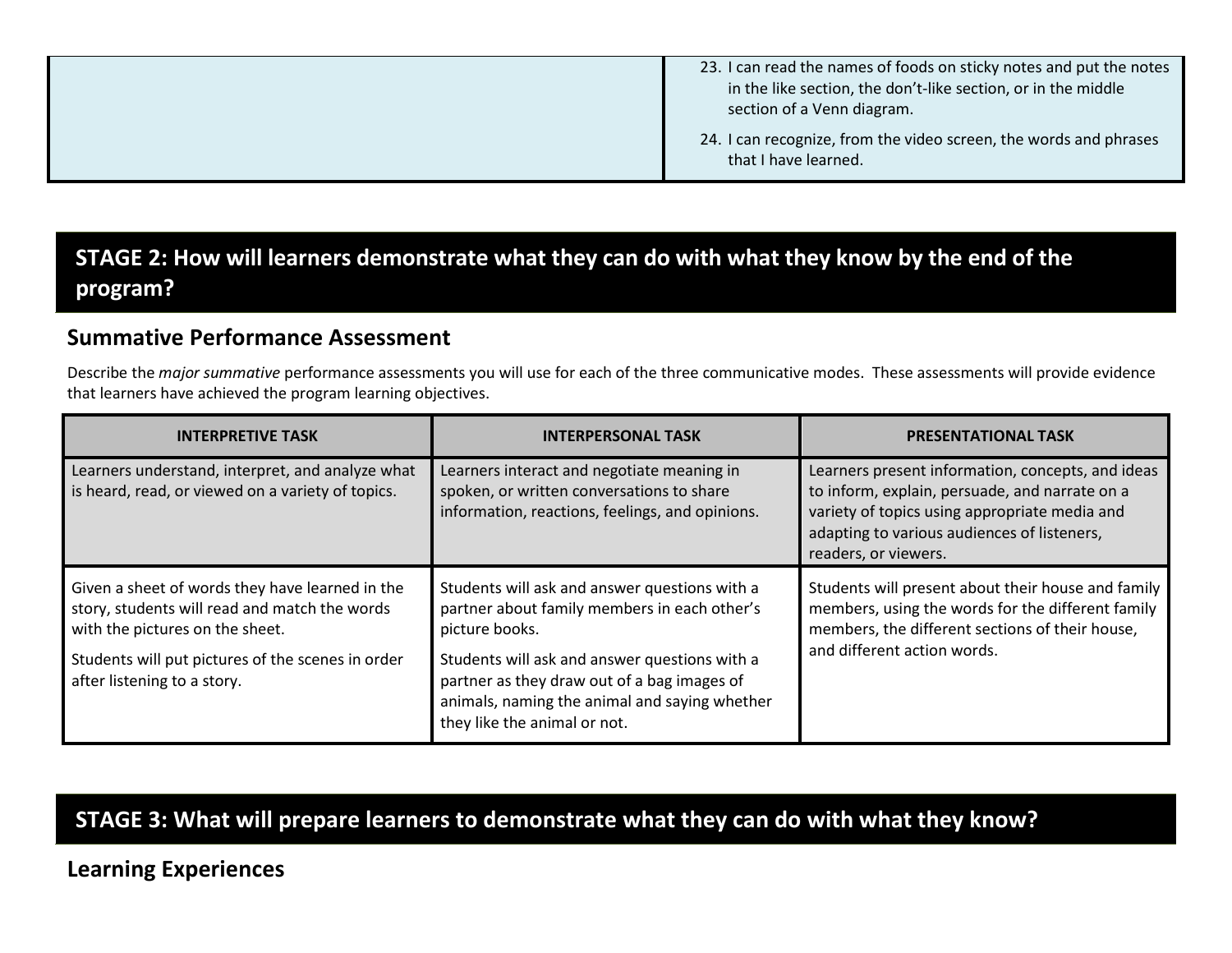|  | 23. I can read the names of foods on sticky notes and put the notes in the like section, the don't-like section, or in the middle section of a Venn diagram.<br><br>24. I can recognize, from the video screen, the words and phrases that I have learned. |
| --- | --- |

## STAGE 2: How will learners demonstrate what they can do with what they know by the end of the program?

### Summative Performance Assessment

Describe the *major summative* performance assessments you will use for each of the three communicative modes. These assessments will provide evidence that learners have achieved the program learning objectives.

| INTERPRETIVE TASK | INTERPERSONAL TASK | PRESENTATIONAL TASK |
| --- | --- | --- |
| Learners understand, interpret, and analyze what is heard, read, or viewed on a variety of topics. | Learners interact and negotiate meaning in spoken, or written conversations to share information, reactions, feelings, and opinions. | Learners present information, concepts, and ideas to inform, explain, persuade, and narrate on a variety of topics using appropriate media and adapting to various audiences of listeners, readers, or viewers. |
| Given a sheet of words they have learned in the story, students will read and match the words with the pictures on the sheet.<br><br>Students will put pictures of the scenes in order after listening to a story. | Students will ask and answer questions with a partner about family members in each other's picture books.<br><br>Students will ask and answer questions with a partner as they draw out of a bag images of animals, naming the animal and saying whether they like the animal or not. | Students will present about their house and family members, using the words for the different family members, the different sections of their house, and different action words. |

## STAGE 3: What will prepare learners to demonstrate what they can do with what they know?

### Learning Experiences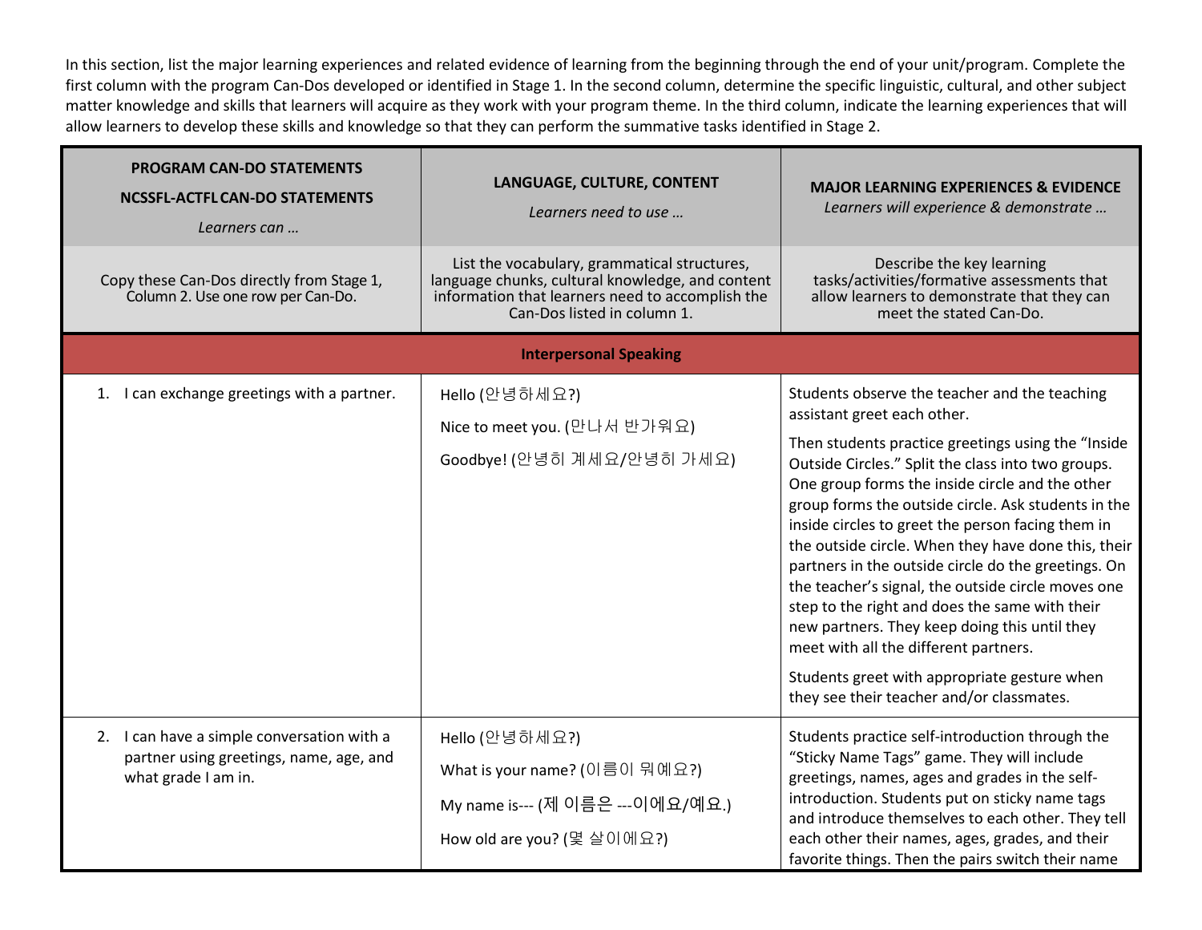In this section, list the major learning experiences and related evidence of learning from the beginning through the end of your unit/program. Complete the first column with the program Can-Dos developed or identified in Stage 1. In the second column, determine the specific linguistic, cultural, and other subject matter knowledge and skills that learners will acquire as they work with your program theme. In the third column, indicate the learning experiences that will allow learners to develop these skills and knowledge so that they can perform the summative tasks identified in Stage 2.

| **PROGRAM CAN-DO STATEMENTS**<br>**NCSSFL-ACTFL CAN-DO STATEMENTS**<br>*Learners can …* | **LANGUAGE, CULTURE, CONTENT**<br>*Learners need to use …* | **MAJOR LEARNING EXPERIENCES & EVIDENCE**<br>*Learners will experience & demonstrate …* |
|---|---|---|
| Copy these Can-Dos directly from Stage 1, Column 2. Use one row per Can-Do. | List the vocabulary, grammatical structures, language chunks, cultural knowledge, and content information that learners need to accomplish the Can-Dos listed in column 1. | Describe the key learning tasks/activities/formative assessments that allow learners to demonstrate that they can meet the stated Can-Do. |
| **Interpersonal Speaking** | | |
| 1. I can exchange greetings with a partner. | Hello (안녕하세요?)<br>Nice to meet you. (만나서 반가워요)<br>Goodbye! (안녕히 계세요/안녕히 가세요) | Students observe the teacher and the teaching assistant greet each other.<br>Then students practice greetings using the "Inside Outside Circles." Split the class into two groups. One group forms the inside circle and the other group forms the outside circle. Ask students in the inside circles to greet the person facing them in the outside circle. When they have done this, their partners in the outside circle do the greetings. On the teacher's signal, the outside circle moves one step to the right and does the same with their new partners. They keep doing this until they meet with all the different partners.<br>Students greet with appropriate gesture when they see their teacher and/or classmates. |
| 2. I can have a simple conversation with a partner using greetings, name, age, and what grade I am in. | Hello (안녕하세요?)<br>What is your name? (이름이 뭐예요?)<br>My name is--- (제 이름은 ---이에요/예요.)<br>How old are you? (몇 살이에요?) | Students practice self-introduction through the "Sticky Name Tags" game. They will include greetings, names, ages and grades in the self-introduction. Students put on sticky name tags and introduce themselves to each other. They tell each other their names, ages, grades, and their favorite things. Then the pairs switch their name |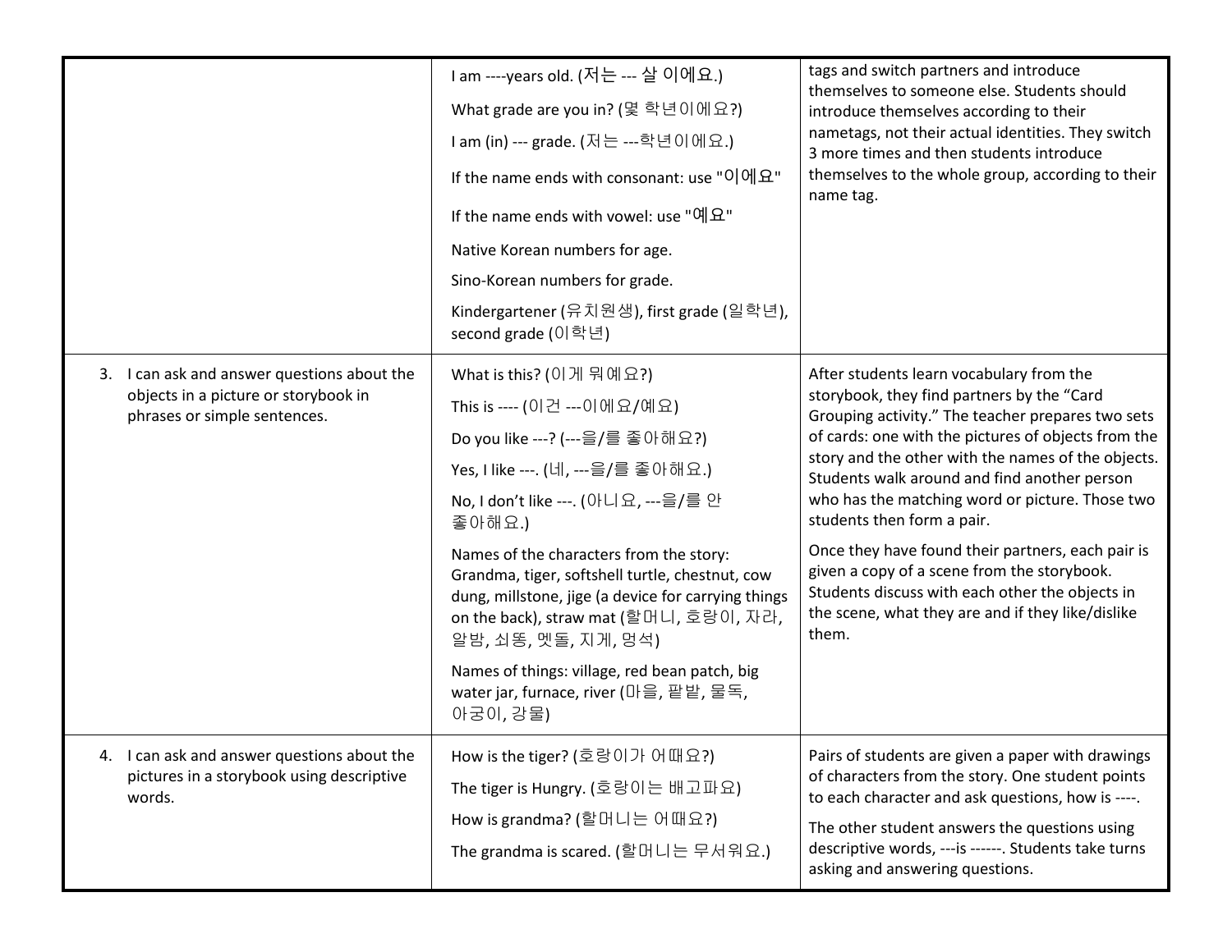| | | |
|---|---|---|
| | I am ----years old. (저는 --- 살 이에요.)<br><br>What grade are you in? (몇 학년이에요?)<br><br>I am (in) --- grade. (저는 ---학년이에요.)<br><br>If the name ends with consonant: use "이에요"<br><br>If the name ends with vowel: use "예요"<br><br>Native Korean numbers for age.<br><br>Sino-Korean numbers for grade.<br><br>Kindergartener (유치원생), first grade (일학년), second grade (이학년) | tags and switch partners and introduce themselves to someone else. Students should introduce themselves according to their nametags, not their actual identities. They switch 3 more times and then students introduce themselves to the whole group, according to their name tag. |
| 3. I can ask and answer questions about the objects in a picture or storybook in phrases or simple sentences. | What is this? (이게 뭐예요?)<br><br>This is ---- (이건 ---이에요/예요)<br><br>Do you like ---? (---을/를 좋아해요?)<br><br>Yes, I like ---. (네, ---을/를 좋아해요.)<br><br>No, I don't like ---. (아니요, ---을/를 안 좋아해요.)<br><br>Names of the characters from the story: Grandma, tiger, softshell turtle, chestnut, cow dung, millstone, jige (a device for carrying things on the back), straw mat (할머니, 호랑이, 자라, 알밤, 쇠똥, 멧돌, 지게, 멍석)<br><br>Names of things: village, red bean patch, big water jar, furnace, river (마을, 팥밭, 물독, 아궁이, 강물) | After students learn vocabulary from the storybook, they find partners by the "Card Grouping activity." The teacher prepares two sets of cards: one with the pictures of objects from the story and the other with the names of the objects. Students walk around and find another person who has the matching word or picture. Those two students then form a pair.<br><br>Once they have found their partners, each pair is given a copy of a scene from the storybook. Students discuss with each other the objects in the scene, what they are and if they like/dislike them. |
| 4. I can ask and answer questions about the pictures in a storybook using descriptive words. | How is the tiger? (호랑이가 어때요?)<br><br>The tiger is Hungry. (호랑이는 배고파요)<br><br>How is grandma? (할머니는 어때요?)<br><br>The grandma is scared. (할머니는 무서워요.) | Pairs of students are given a paper with drawings of characters from the story. One student points to each character and ask questions, how is ----.<br><br>The other student answers the questions using descriptive words, ---is ------. Students take turns asking and answering questions. |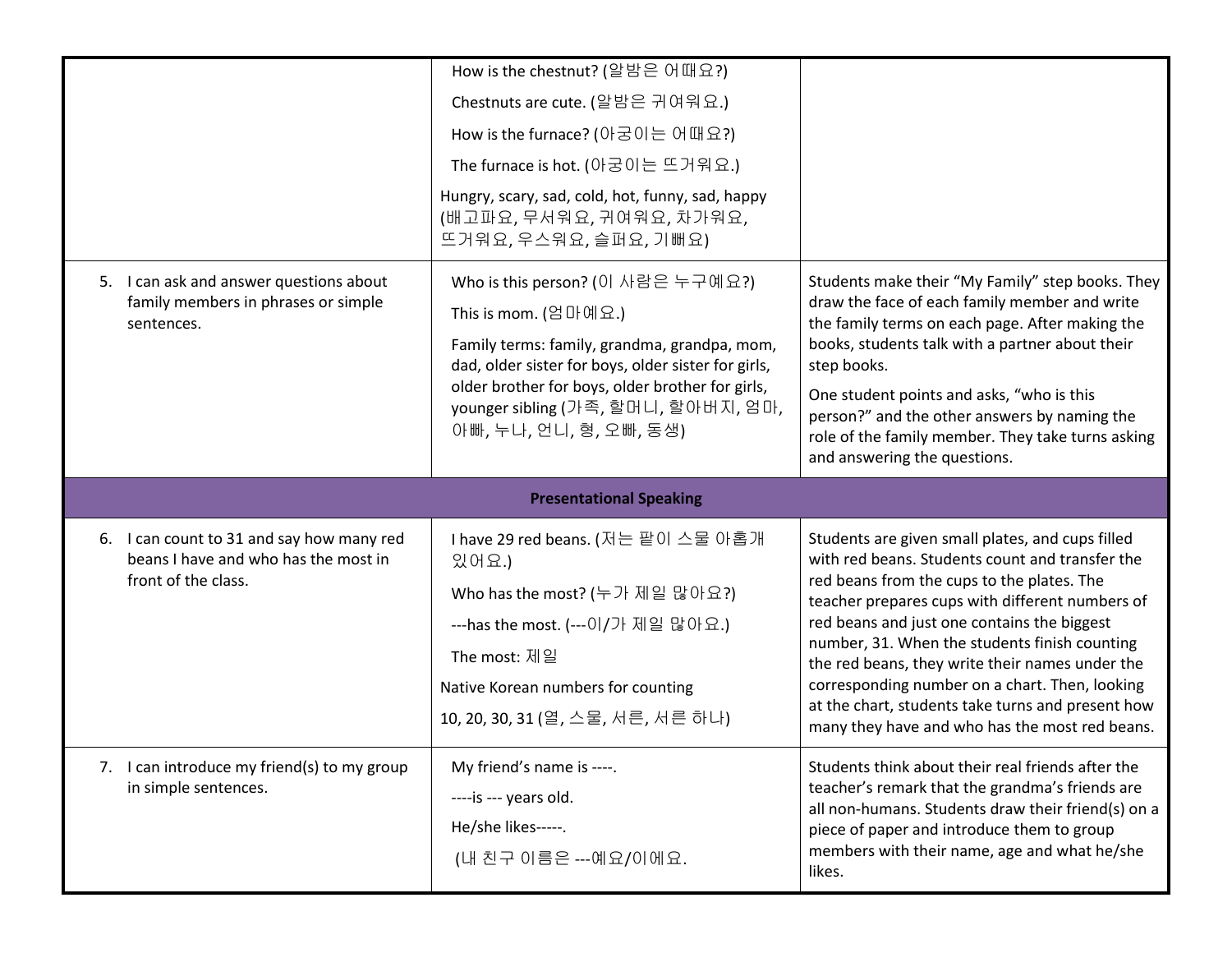| | | |
|---|---|---|
| | How is the chestnut? (알밤은 어때요?)<br>Chestnuts are cute. (알밤은 귀여워요.)<br>How is the furnace? (아궁이는 어때요?)<br>The furnace is hot. (아궁이는 뜨거워요.)<br>Hungry, scary, sad, cold, hot, funny, sad, happy (배고파요, 무서워요, 귀여워요, 차가워요, 뜨거워요, 우스워요, 슬퍼요, 기뻐요) | |
| 5. I can ask and answer questions about family members in phrases or simple sentences. | Who is this person? (이 사람은 누구예요?)<br>This is mom. (엄마예요.)<br>Family terms: family, grandma, grandpa, mom, dad, older sister for boys, older sister for girls, older brother for boys, older brother for girls, younger sibling (가족, 할머니, 할아버지, 엄마, 아빠, 누나, 언니, 형, 오빠, 동생) | Students make their "My Family" step books. They draw the face of each family member and write the family terms on each page. After making the books, students talk with a partner about their step books.<br>One student points and asks, "who is this person?" and the other answers by naming the role of the family member. They take turns asking and answering the questions. |
| **Presentational Speaking** | | |
| 6. I can count to 31 and say how many red beans I have and who has the most in front of the class. | I have 29 red beans. (저는 팥이 스물 아홉개 있어요.)<br>Who has the most? (누가 제일 많아요?)<br>---has the most. (---이/가 제일 많아요.)<br>The most: 제일<br>Native Korean numbers for counting<br>10, 20, 30, 31 (열, 스물, 서른, 서른 하나) | Students are given small plates, and cups filled with red beans. Students count and transfer the red beans from the cups to the plates. The teacher prepares cups with different numbers of red beans and just one contains the biggest number, 31. When the students finish counting the red beans, they write their names under the corresponding number on a chart. Then, looking at the chart, students take turns and present how many they have and who has the most red beans. |
| 7. I can introduce my friend(s) to my group in simple sentences. | My friend's name is ----.<br>----is --- years old.<br>He/she likes-----.<br>(내 친구 이름은 ---예요/이에요. | Students think about their real friends after the teacher's remark that the grandma's friends are all non-humans. Students draw their friend(s) on a piece of paper and introduce them to group members with their name, age and what he/she likes. |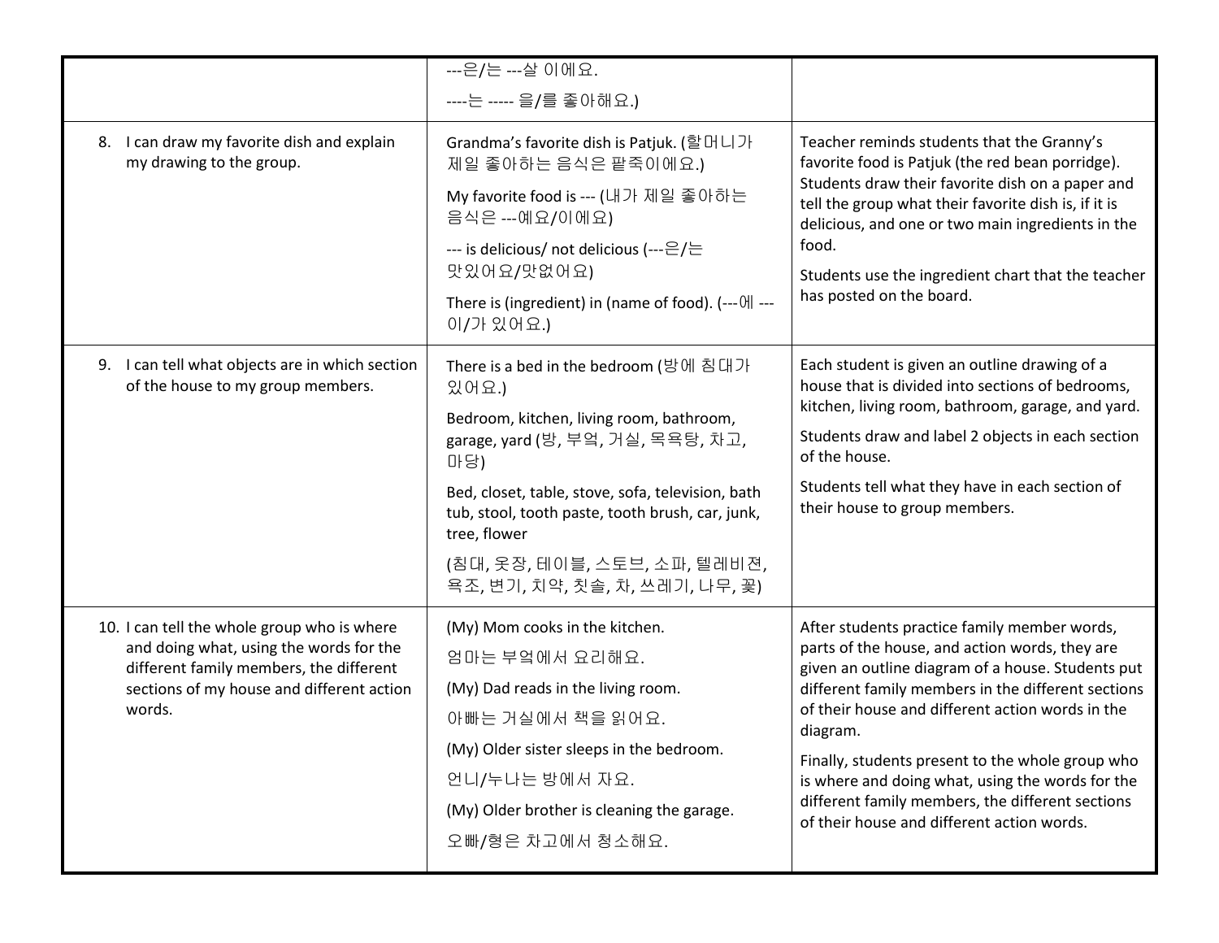| | | |
|---|---|---|
| | ---은/는 ---살 이에요.<br>----는 ----- 을/를 좋아해요.) | |
| 8. I can draw my favorite dish and explain my drawing to the group. | Grandma's favorite dish is Patjuk. (할머니가 제일 좋아하는 음식은 팥죽이에요.)<br>My favorite food is --- (내가 제일 좋아하는 음식은 ---예요/이에요)<br>--- is delicious/ not delicious (---은/는 맛있어요/맛없어요)<br>There is (ingredient) in (name of food). (---에 ---이/가 있어요.) | Teacher reminds students that the Granny's favorite food is Patjuk (the red bean porridge). Students draw their favorite dish on a paper and tell the group what their favorite dish is, if it is delicious, and one or two main ingredients in the food.<br>Students use the ingredient chart that the teacher has posted on the board. |
| 9. I can tell what objects are in which section of the house to my group members. | There is a bed in the bedroom (방에 침대가 있어요.)<br>Bedroom, kitchen, living room, bathroom, garage, yard (방, 부엌, 거실, 목욕탕, 차고, 마당)<br>Bed, closet, table, stove, sofa, television, bath tub, stool, tooth paste, tooth brush, car, junk, tree, flower<br>(침대, 옷장, 테이블, 스토브, 소파, 텔레비젼, 욕조, 변기, 치약, 칫솔, 차, 쓰레기, 나무, 꽃) | Each student is given an outline drawing of a house that is divided into sections of bedrooms, kitchen, living room, bathroom, garage, and yard.<br>Students draw and label 2 objects in each section of the house.<br>Students tell what they have in each section of their house to group members. |
| 10. I can tell the whole group who is where and doing what, using the words for the different family members, the different sections of my house and different action words. | (My) Mom cooks in the kitchen.<br>엄마는 부엌에서 요리해요.<br>(My) Dad reads in the living room.<br>아빠는 거실에서 책을 읽어요.<br>(My) Older sister sleeps in the bedroom.<br>언니/누나는 방에서 자요.<br>(My) Older brother is cleaning the garage.<br>오빠/형은 차고에서 청소해요. | After students practice family member words, parts of the house, and action words, they are given an outline diagram of a house. Students put different family members in the different sections of their house and different action words in the diagram.<br>Finally, students present to the whole group who is where and doing what, using the words for the different family members, the different sections of their house and different action words. |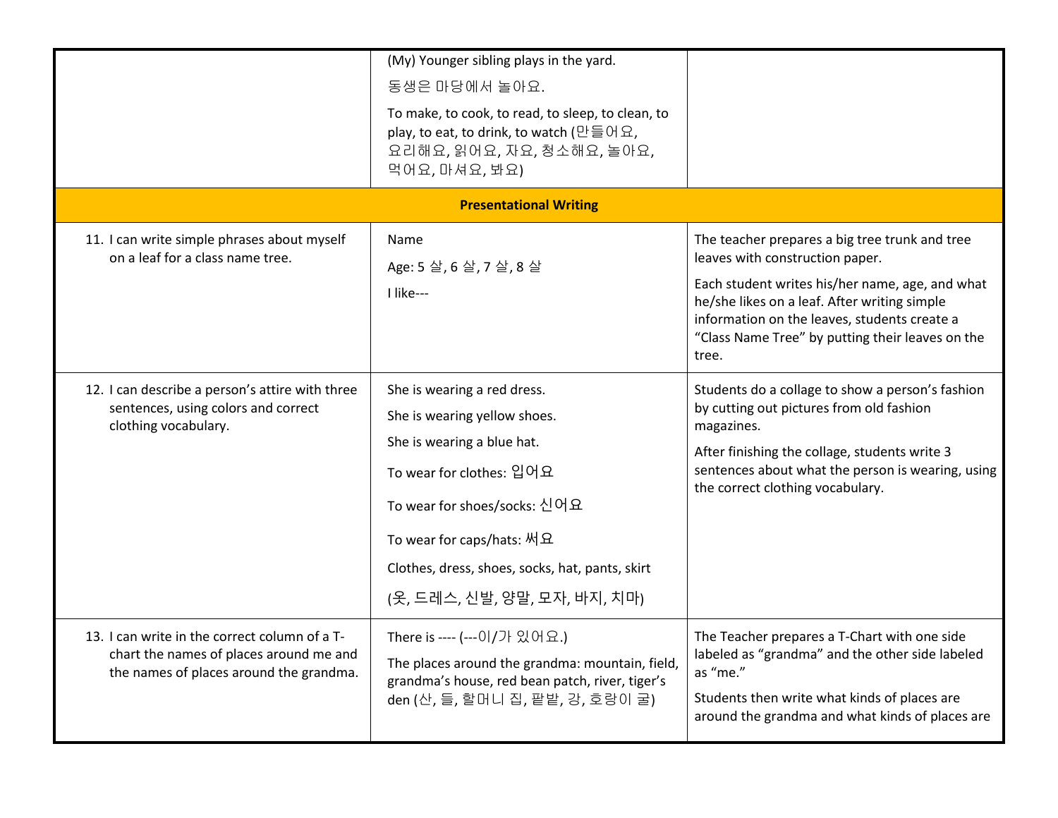| | | |
|---|---|---|
| | (My) Younger sibling plays in the yard.<br>동생은 마당에서 놀아요.<br>To make, to cook, to read, to sleep, to clean, to play, to eat, to drink, to watch (만들어요, 요리해요, 읽어요, 자요, 청소해요, 놀아요, 먹어요, 마셔요, 봐요) | |
| **Presentational Writing** | | |
| 11. I can write simple phrases about myself on a leaf for a class name tree. | Name<br>Age: 5 살, 6 살, 7 살, 8 살<br>I like--- | The teacher prepares a big tree trunk and tree leaves with construction paper.<br>Each student writes his/her name, age, and what he/she likes on a leaf. After writing simple information on the leaves, students create a "Class Name Tree" by putting their leaves on the tree. |
| 12. I can describe a person's attire with three sentences, using colors and correct clothing vocabulary. | She is wearing a red dress.<br>She is wearing yellow shoes.<br>She is wearing a blue hat.<br>To wear for clothes: 입어요<br>To wear for shoes/socks: 신어요<br>To wear for caps/hats: 써요<br>Clothes, dress, shoes, socks, hat, pants, skirt<br>(옷, 드레스, 신발, 양말, 모자, 바지, 치마) | Students do a collage to show a person's fashion by cutting out pictures from old fashion magazines.<br>After finishing the collage, students write 3 sentences about what the person is wearing, using the correct clothing vocabulary. |
| 13. I can write in the correct column of a T-chart the names of places around me and the names of places around the grandma. | There is ---- (---이/가 있어요.)<br>The places around the grandma: mountain, field, grandma's house, red bean patch, river, tiger's den (산, 들, 할머니 집, 팥밭, 강, 호랑이 굴) | The Teacher prepares a T-Chart with one side labeled as "grandma" and the other side labeled as "me."<br>Students then write what kinds of places are around the grandma and what kinds of places are |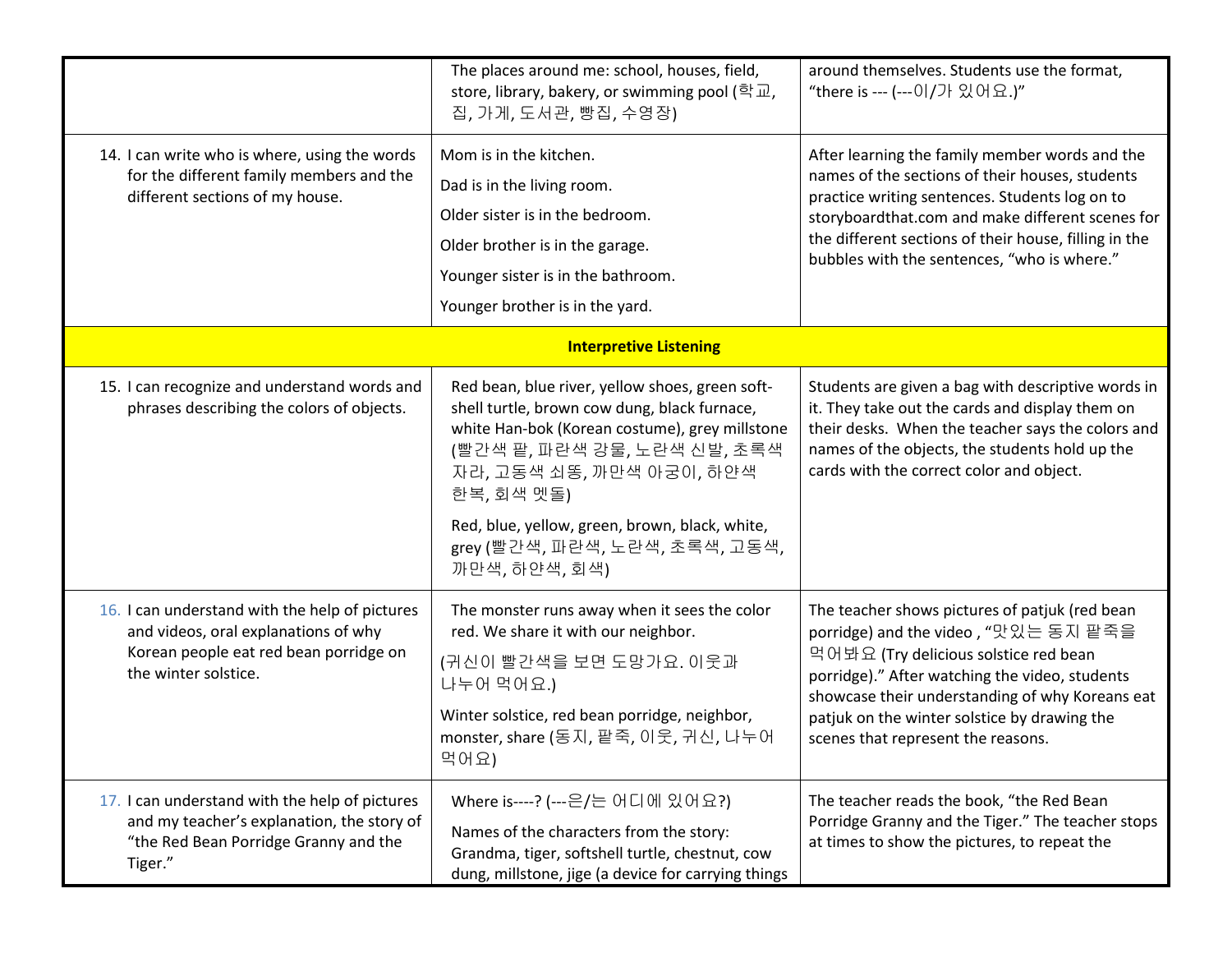| | | |
|---|---|---|
| | The places around me: school, houses, field, store, library, bakery, or swimming pool (학교, 집, 가게, 도서관, 빵집, 수영장) | around themselves. Students use the format, “there is --- (---이/가 있어요.)” |
| 14. I can write who is where, using the words for the different family members and the different sections of my house. | Mom is in the kitchen.<br>Dad is in the living room.<br>Older sister is in the bedroom.<br>Older brother is in the garage.<br>Younger sister is in the bathroom.<br>Younger brother is in the yard. | After learning the family member words and the names of the sections of their houses, students practice writing sentences. Students log on to storyboardthat.com and make different scenes for the different sections of their house, filling in the bubbles with the sentences, “who is where.” |
| **Interpretive Listening** | | |
| 15. I can recognize and understand words and phrases describing the colors of objects. | Red bean, blue river, yellow shoes, green soft-shell turtle, brown cow dung, black furnace, white Han-bok (Korean costume), grey millstone (빨간색 팥, 파란색 강물, 노란색 신발, 초록색 자라, 고동색 쇠똥, 까만색 아궁이, 하얀색 한복, 회색 멧돌)<br>Red, blue, yellow, green, brown, black, white, grey (빨간색, 파란색, 노란색, 초록색, 고동색, 까만색, 하얀색, 회색) | Students are given a bag with descriptive words in it. They take out the cards and display them on their desks. When the teacher says the colors and names of the objects, the students hold up the cards with the correct color and object. |
| 16. I can understand with the help of pictures and videos, oral explanations of why Korean people eat red bean porridge on the winter solstice. | The monster runs away when it sees the color red. We share it with our neighbor.<br>(귀신이 빨간색을 보면 도망가요. 이웃과 나누어 먹어요.)<br>Winter solstice, red bean porridge, neighbor, monster, share (동지, 팥죽, 이웃, 귀신, 나누어 먹어요) | The teacher shows pictures of patjuk (red bean porridge) and the video , “맛있는 동지 팥죽을 먹어봐요 (Try delicious solstice red bean porridge).” After watching the video, students showcase their understanding of why Koreans eat patjuk on the winter solstice by drawing the scenes that represent the reasons. |
| 17. I can understand with the help of pictures and my teacher’s explanation, the story of “the Red Bean Porridge Granny and the Tiger.” | Where is----? (---은/는 어디에 있어요?)<br>Names of the characters from the story: Grandma, tiger, softshell turtle, chestnut, cow dung, millstone, jige (a device for carrying things | The teacher reads the book, “the Red Bean Porridge Granny and the Tiger.” The teacher stops at times to show the pictures, to repeat the |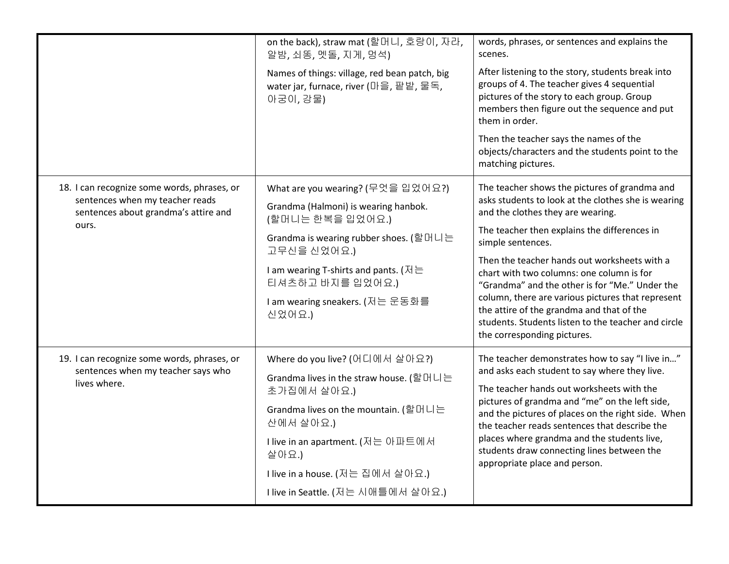| | | |
|---|---|---|
| | on the back), straw mat (할머니, 호랑이, 자라, 알밤, 쇠똥, 멧돌, 지게, 멍석)<br><br>Names of things: village, red bean patch, big water jar, furnace, river (마을, 팥밭, 물독, 아궁이, 강물) | words, phrases, or sentences and explains the scenes.<br><br>After listening to the story, students break into groups of 4. The teacher gives 4 sequential pictures of the story to each group. Group members then figure out the sequence and put them in order.<br><br>Then the teacher says the names of the objects/characters and the students point to the matching pictures. |
| 18. I can recognize some words, phrases, or sentences when my teacher reads sentences about grandma's attire and ours. | What are you wearing? (무엇을 입었어요?)<br><br>Grandma (Halmoni) is wearing hanbok. (할머니는 한복을 입었어요.)<br><br>Grandma is wearing rubber shoes. (할머니는 고무신을 신었어요.)<br><br>I am wearing T-shirts and pants. (저는 티셔츠하고 바지를 입었어요.)<br><br>I am wearing sneakers. (저는 운동화를 신었어요.) | The teacher shows the pictures of grandma and asks students to look at the clothes she is wearing and the clothes they are wearing.<br><br>The teacher then explains the differences in simple sentences.<br><br>Then the teacher hands out worksheets with a chart with two columns: one column is for "Grandma" and the other is for "Me." Under the column, there are various pictures that represent the attire of the grandma and that of the students. Students listen to the teacher and circle the corresponding pictures. |
| 19. I can recognize some words, phrases, or sentences when my teacher says who lives where. | Where do you live? (어디에서 살아요?)<br><br>Grandma lives in the straw house. (할머니는 초가집에서 살아요.)<br><br>Grandma lives on the mountain. (할머니는 산에서 살아요.)<br><br>I live in an apartment. (저는 아파트에서 살아요.)<br><br>I live in a house. (저는 집에서 살아요.)<br><br>I live in Seattle. (저는 시애틀에서 살아요.) | The teacher demonstrates how to say "I live in…" and asks each student to say where they live.<br><br>The teacher hands out worksheets with the pictures of grandma and "me" on the left side, and the pictures of places on the right side. When the teacher reads sentences that describe the places where grandma and the students live, students draw connecting lines between the appropriate place and person. |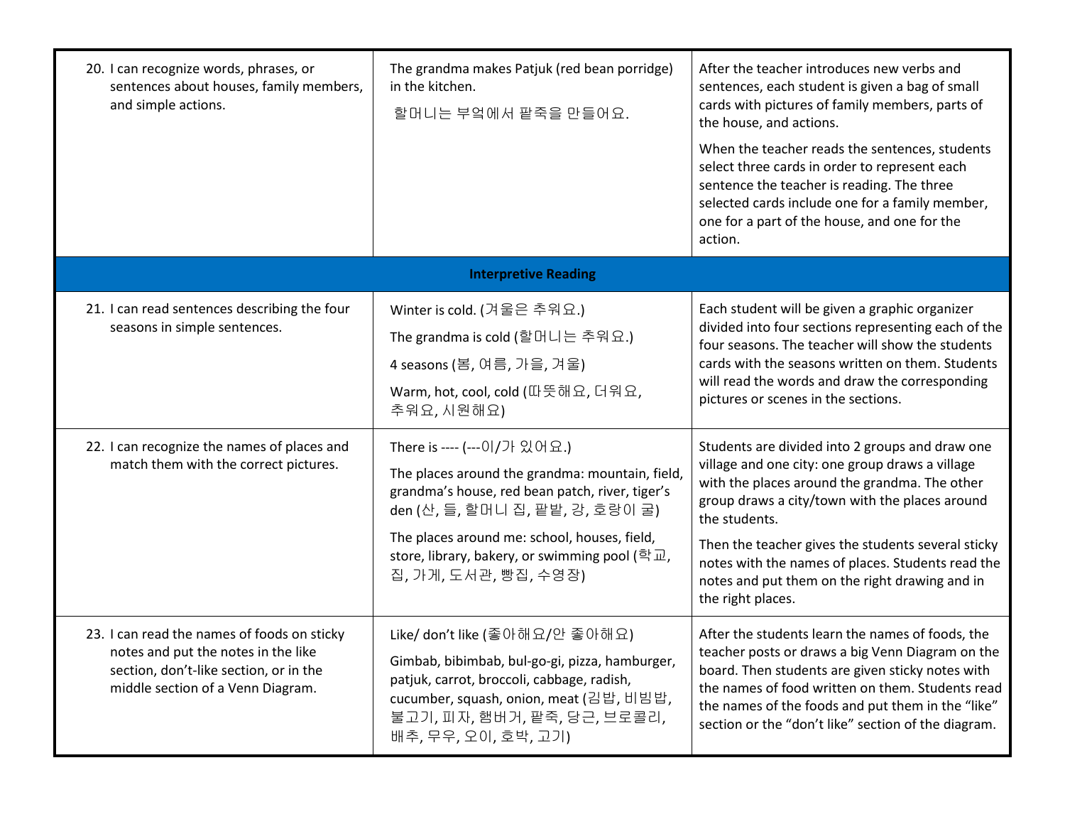| | | |
|---|---|---|
| 20. I can recognize words, phrases, or sentences about houses, family members, and simple actions. | The grandma makes Patjuk (red bean porridge) in the kitchen.<br><br>할머니는 부엌에서 팥죽을 만들어요. | After the teacher introduces new verbs and sentences, each student is given a bag of small cards with pictures of family members, parts of the house, and actions.<br><br>When the teacher reads the sentences, students select three cards in order to represent each sentence the teacher is reading. The three selected cards include one for a family member, one for a part of the house, and one for the action. |
| **Interpretive Reading** | | |
| 21. I can read sentences describing the four seasons in simple sentences. | Winter is cold. (겨울은 추워요.)<br><br>The grandma is cold (할머니는 추워요.)<br><br>4 seasons (봄, 여름, 가을, 겨울)<br><br>Warm, hot, cool, cold (따뜻해요, 더워요, 추워요, 시원해요) | Each student will be given a graphic organizer divided into four sections representing each of the four seasons. The teacher will show the students cards with the seasons written on them. Students will read the words and draw the corresponding pictures or scenes in the sections. |
| 22. I can recognize the names of places and match them with the correct pictures. | There is ---- (---이/가 있어요.)<br><br>The places around the grandma: mountain, field, grandma's house, red bean patch, river, tiger's den (산, 들, 할머니 집, 팥밭, 강, 호랑이 굴)<br><br>The places around me: school, houses, field, store, library, bakery, or swimming pool (학교, 집, 가게, 도서관, 빵집, 수영장) | Students are divided into 2 groups and draw one village and one city: one group draws a village with the places around the grandma. The other group draws a city/town with the places around the students.<br><br>Then the teacher gives the students several sticky notes with the names of places. Students read the notes and put them on the right drawing and in the right places. |
| 23. I can read the names of foods on sticky notes and put the notes in the like section, don't-like section, or in the middle section of a Venn Diagram. | Like/ don't like (좋아해요/안 좋아해요)<br><br>Gimbab, bibimbab, bul-go-gi, pizza, hamburger, patjuk, carrot, broccoli, cabbage, radish, cucumber, squash, onion, meat (김밥, 비빔밥, 불고기, 피자, 햄버거, 팥죽, 당근, 브로콜리, 배추, 무우, 오이, 호박, 고기) | After the students learn the names of foods, the teacher posts or draws a big Venn Diagram on the board. Then students are given sticky notes with the names of food written on them. Students read the names of the foods and put them in the "like" section or the "don't like" section of the diagram. |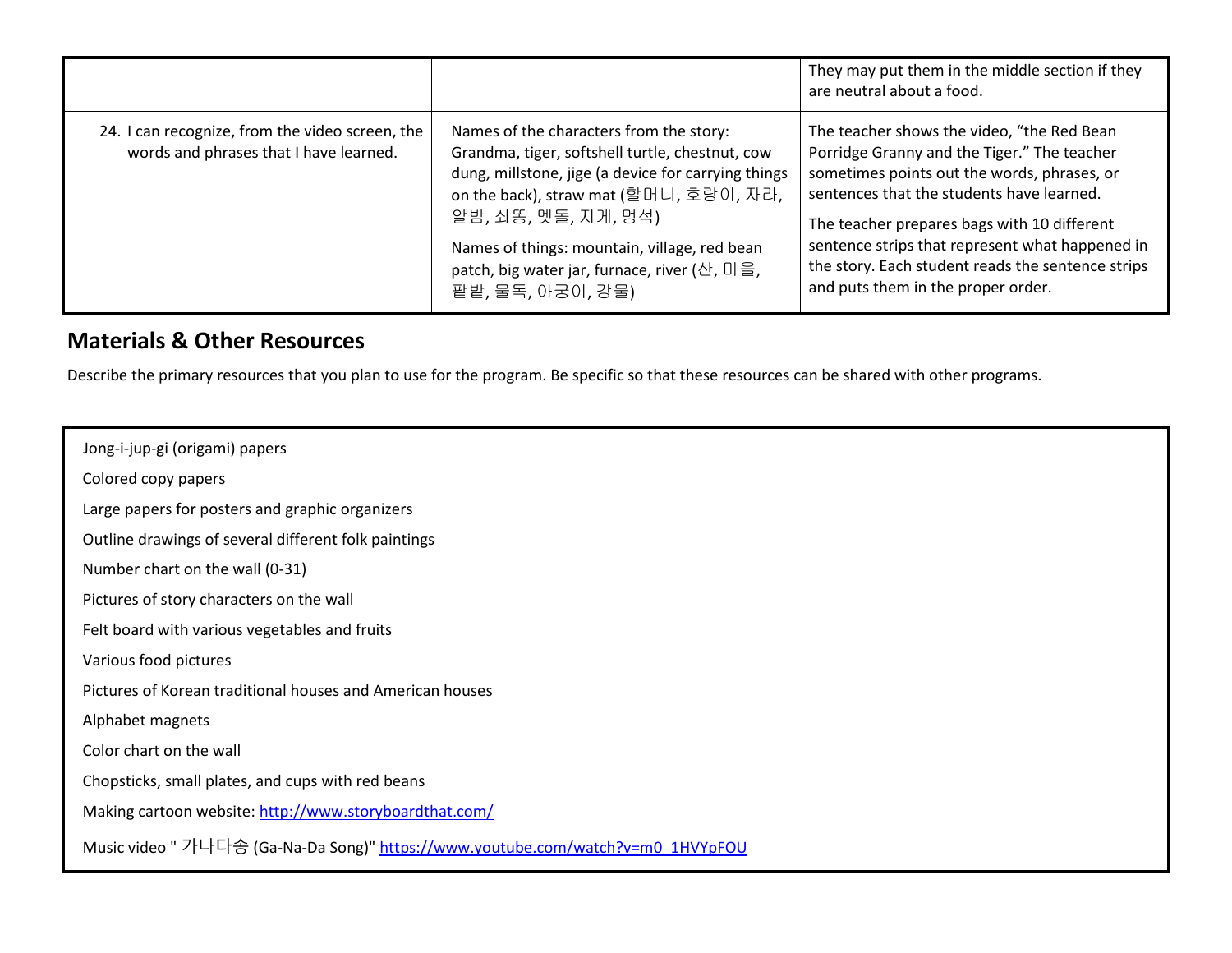| | | |
|---|---|---|
| | | They may put them in the middle section if they are neutral about a food. |
| 24. I can recognize, from the video screen, the words and phrases that I have learned. | Names of the characters from the story: Grandma, tiger, softshell turtle, chestnut, cow dung, millstone, jige (a device for carrying things on the back), straw mat (할머니, 호랑이, 자라, 알밤, 쇠똥, 멧돌, 지게, 멍석)<br><br>Names of things: mountain, village, red bean patch, big water jar, furnace, river (산, 마을, 팥밭, 물독, 아궁이, 강물) | The teacher shows the video, "the Red Bean Porridge Granny and the Tiger." The teacher sometimes points out the words, phrases, or sentences that the students have learned.<br><br>The teacher prepares bags with 10 different sentence strips that represent what happened in the story. Each student reads the sentence strips and puts them in the proper order. |

## Materials & Other Resources

Describe the primary resources that you plan to use for the program. Be specific so that these resources can be shared with other programs.

Jong-i-jup-gi (origami) papers

Colored copy papers

Large papers for posters and graphic organizers

Outline drawings of several different folk paintings

Number chart on the wall (0-31)

Pictures of story characters on the wall

Felt board with various vegetables and fruits

Various food pictures

Pictures of Korean traditional houses and American houses

Alphabet magnets

Color chart on the wall

Chopsticks, small plates, and cups with red beans

Making cartoon website: http://www.storyboardthat.com/

Music video " 가나다송 (Ga-Na-Da Song)" https://www.youtube.com/watch?v=m0_1HVYpFOU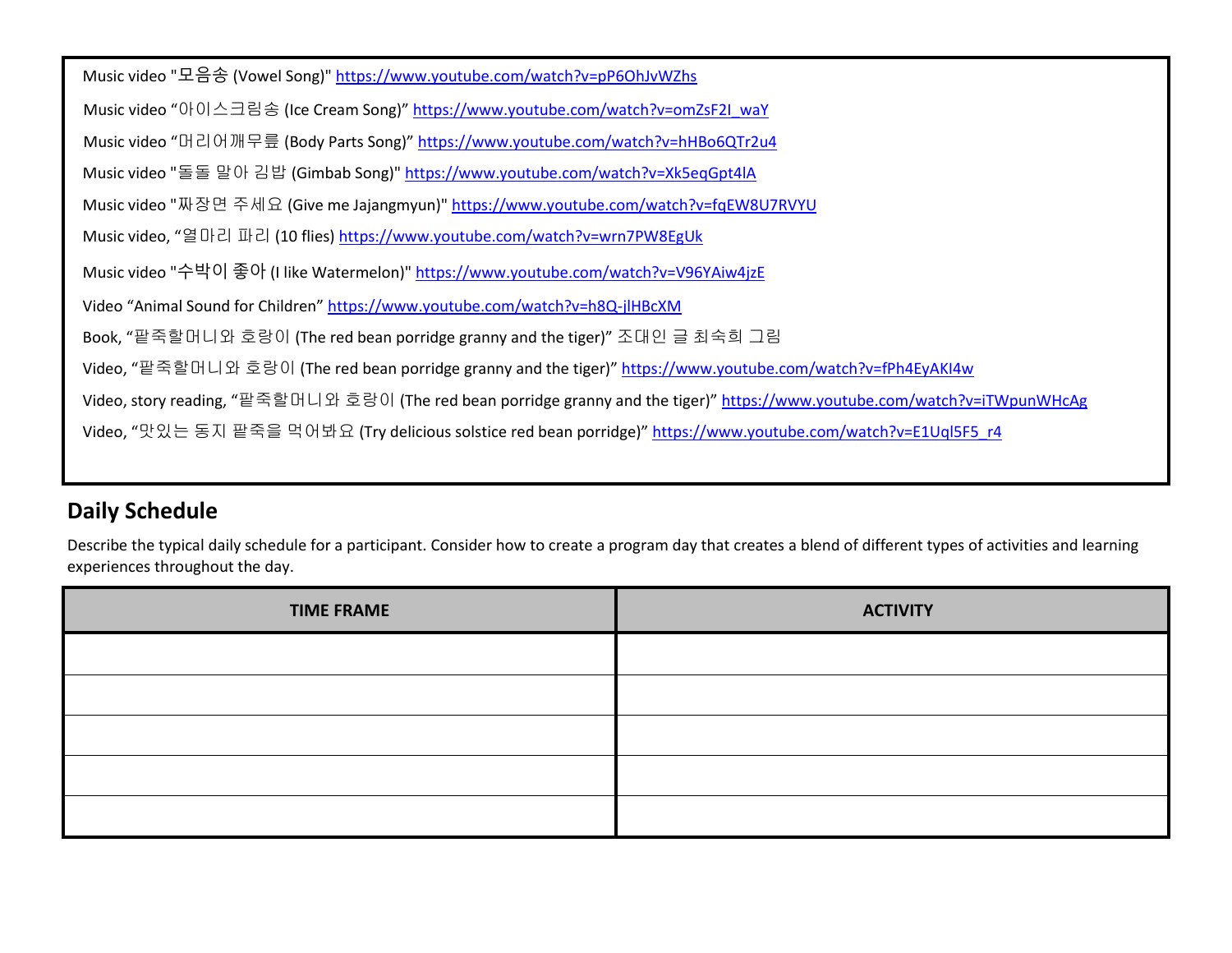Music video "모음송 (Vowel Song)" https://www.youtube.com/watch?v=pP6OhJvWZhs

Music video “아이스크림송 (Ice Cream Song)” https://www.youtube.com/watch?v=omZsF2I_waY

Music video “머리어깨무릎 (Body Parts Song)” https://www.youtube.com/watch?v=hHBo6QTr2u4

Music video "돌돌 말아 김밥 (Gimbab Song)" https://www.youtube.com/watch?v=Xk5eqGpt4lA

Music video "짜장면 주세요 (Give me Jajangmyun)" https://www.youtube.com/watch?v=fqEW8U7RVYU

Music video, “열마리 파리 (10 flies) https://www.youtube.com/watch?v=wrn7PW8EgUk

Music video "수박이 좋아 (I like Watermelon)" https://www.youtube.com/watch?v=V96YAiw4jzE

Video “Animal Sound for Children” https://www.youtube.com/watch?v=h8Q-jlHBcXM

Book, “팥죽할머니와 호랑이 (The red bean porridge granny and the tiger)” 조대인 글 최숙희 그림

Video, “팥죽할머니와 호랑이 (The red bean porridge granny and the tiger)” https://www.youtube.com/watch?v=fPh4EyAKI4w

Video, story reading, “팥죽할머니와 호랑이 (The red bean porridge granny and the tiger)” https://www.youtube.com/watch?v=iTWpunWHcAg

Video, “맛있는 동지 팥죽을 먹어봐요 (Try delicious solstice red bean porridge)” https://www.youtube.com/watch?v=E1Uql5F5_r4

## Daily Schedule

Describe the typical daily schedule for a participant. Consider how to create a program day that creates a blend of different types of activities and learning experiences throughout the day.

| TIME FRAME | ACTIVITY |
|---|---|
| | |
| | |
| | |
| | |
| | |